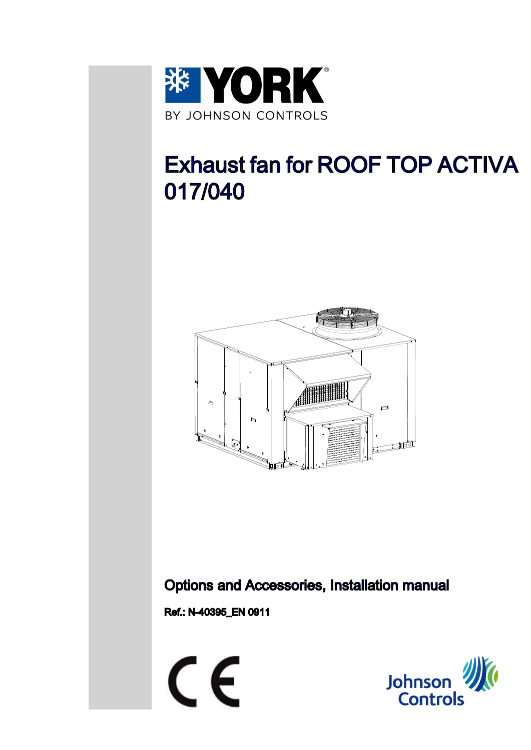YORK

BY JOHNSON CONTROLS

# Exhaust fan for ROOF TOP ACTIVA 017/040

**Options and Accessories, Installation manual**

**Ref.: N-40395_EN 0911**

Johnson Controls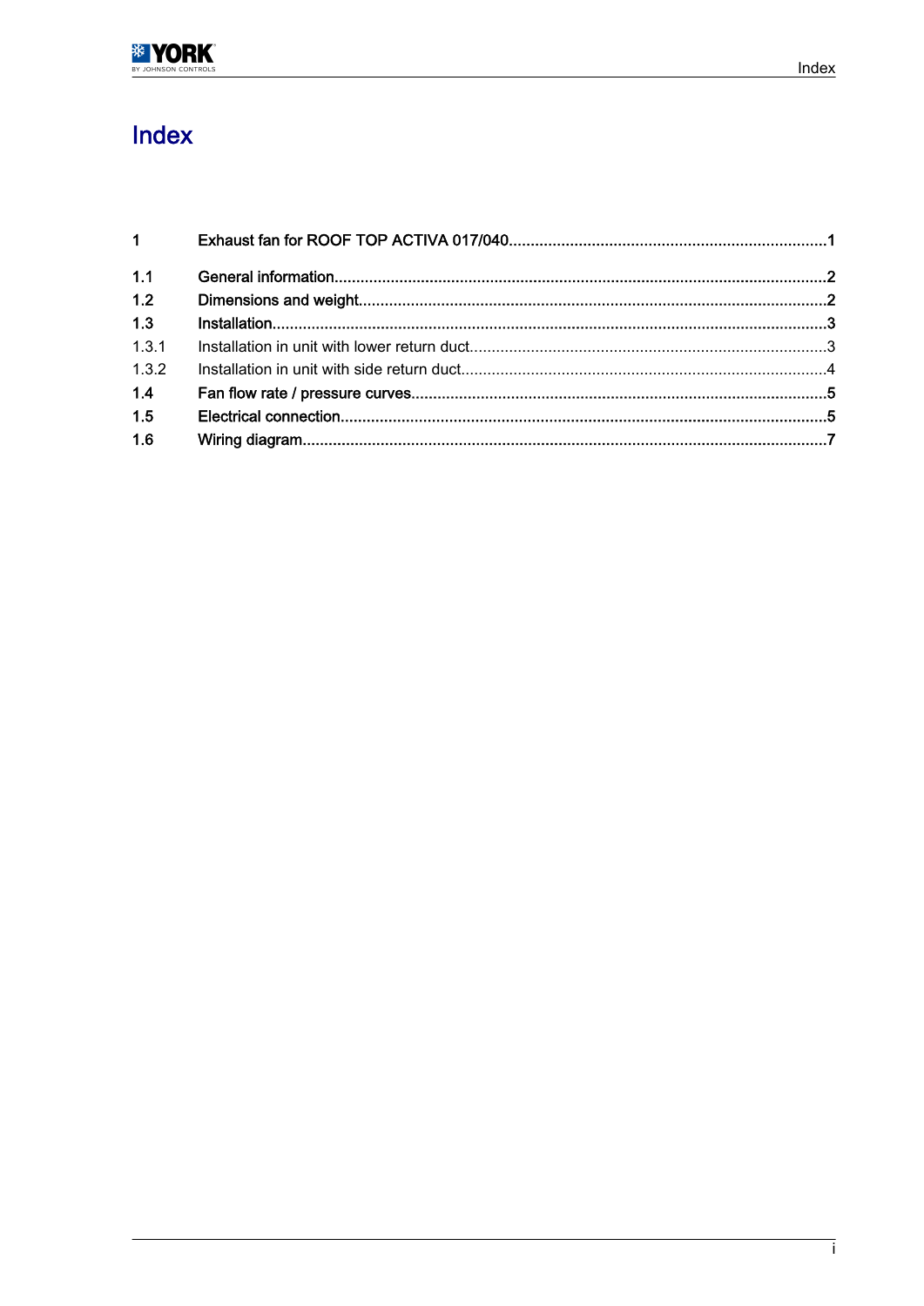# Index

| | | |
|---|---|---|
| **1** | **Exhaust fan for ROOF TOP ACTIVA 017/040** | **1** |
| **1.1** | **General information** | **2** |
| **1.2** | **Dimensions and weight** | **2** |
| **1.3** | **Installation** | **3** |
| 1.3.1 | Installation in unit with lower return duct | 3 |
| 1.3.2 | Installation in unit with side return duct | 4 |
| **1.4** | **Fan flow rate / pressure curves** | **5** |
| **1.5** | **Electrical connection** | **5** |
| **1.6** | **Wiring diagram** | **7** |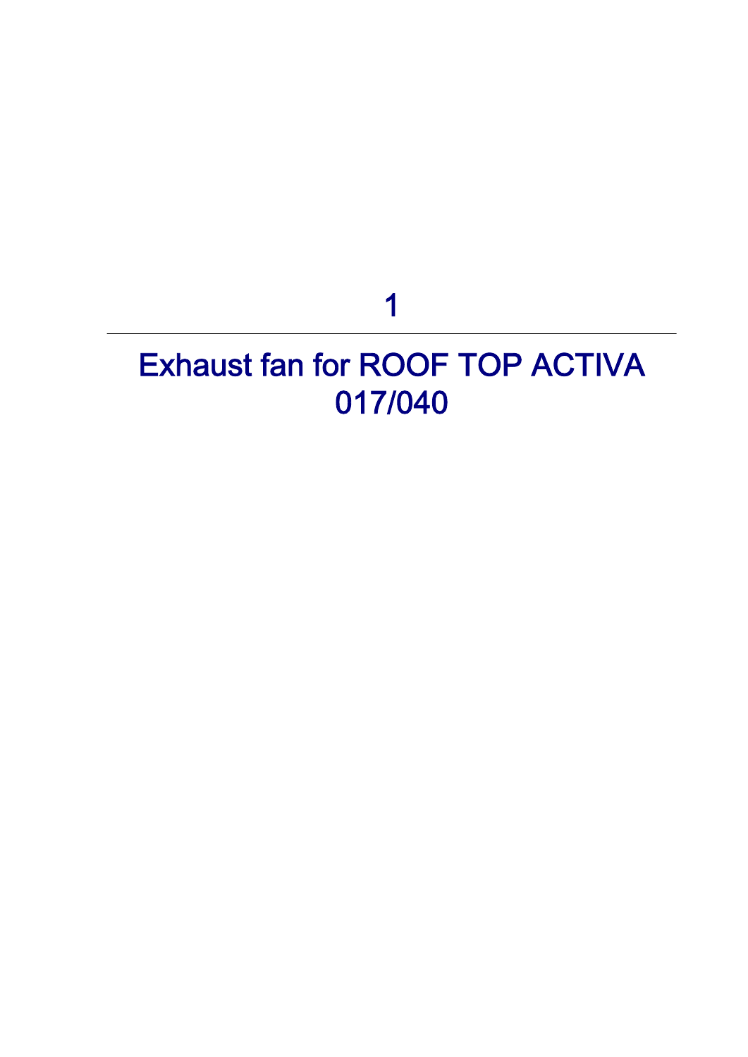# 1

# Exhaust fan for ROOF TOP ACTIVA 017/040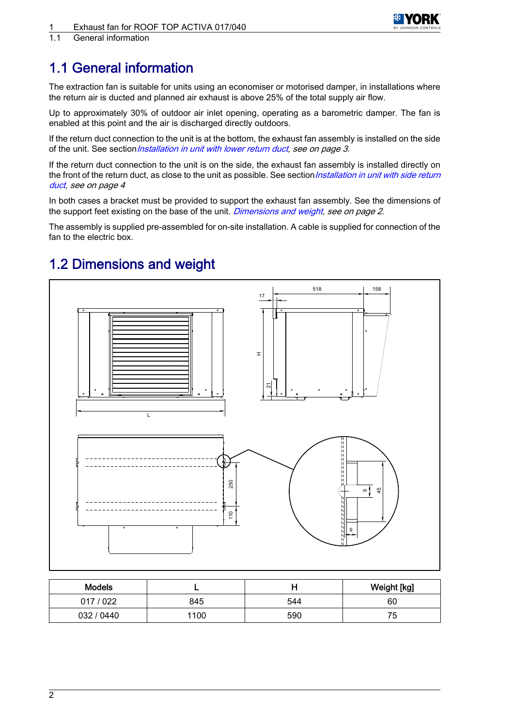# 1.1 General information

The extraction fan is suitable for units using an economiser or motorised damper, in installations where the return air is ducted and planned air exhaust is above 25% of the total supply air flow.

Up to approximately 30% of outdoor air inlet opening, operating as a barometric damper. The fan is enabled at this point and the air is discharged directly outdoors.

If the return duct connection to the unit is at the bottom, the exhaust fan assembly is installed on the side of the unit. See section *Installation in unit with lower return duct, see on page 3*.

If the return duct connection to the unit is on the side, the exhaust fan assembly is installed directly on the front of the return duct, as close to the unit as possible. See section *Installation in unit with side return duct, see on page 4*

In both cases a bracket must be provided to support the exhaust fan assembly. See the dimensions of the support feet existing on the base of the unit. *Dimensions and weight, see on page 2*.

The assembly is supplied pre-assembled for on-site installation. A cable is supplied for connection of the fan to the electric box.

# 1.2 Dimensions and weight

| Models | L | H | Weight [kg] |
|---|---|---|---|
| 017 / 022 | 845 | 544 | 60 |
| 032 / 0440 | 1100 | 590 | 75 |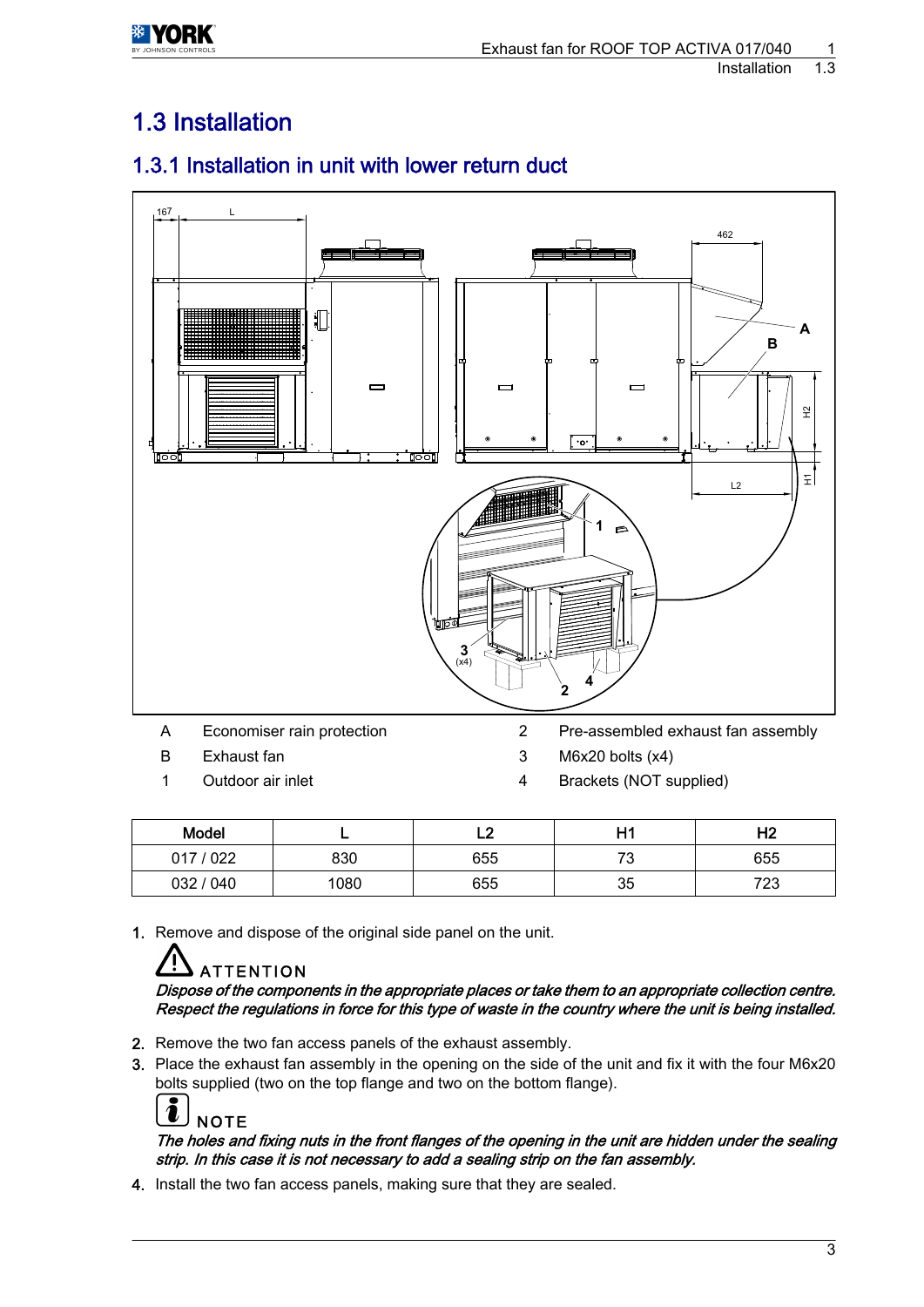# 1.3 Installation

## 1.3.1 Installation in unit with lower return duct

| | | | | |
|---|---|---|---|---|
| A | Economiser rain protection | | 2 | Pre-assembled exhaust fan assembly |
| B | Exhaust fan | | 3 | M6x20 bolts (x4) |
| 1 | Outdoor air inlet | | 4 | Brackets (NOT supplied) |

| Model | L | L2 | H1 | H2 |
|---|---|---|---|---|
| 017 / 022 | 830 | 655 | 73 | 655 |
| 032 / 040 | 1080 | 655 | 35 | 723 |

1. Remove and dispose of the original side panel on the unit.

   **ATTENTION**

   *Dispose of the components in the appropriate places or take them to an appropriate collection centre. Respect the regulations in force for this type of waste in the country where the unit is being installed.*

2. Remove the two fan access panels of the exhaust assembly.
3. Place the exhaust fan assembly in the opening on the side of the unit and fix it with the four M6x20 bolts supplied (two on the top flange and two on the bottom flange).

   **NOTE**

   *The holes and fixing nuts in the front flanges of the opening in the unit are hidden under the sealing strip. In this case it is not necessary to add a sealing strip on the fan assembly.*

4. Install the two fan access panels, making sure that they are sealed.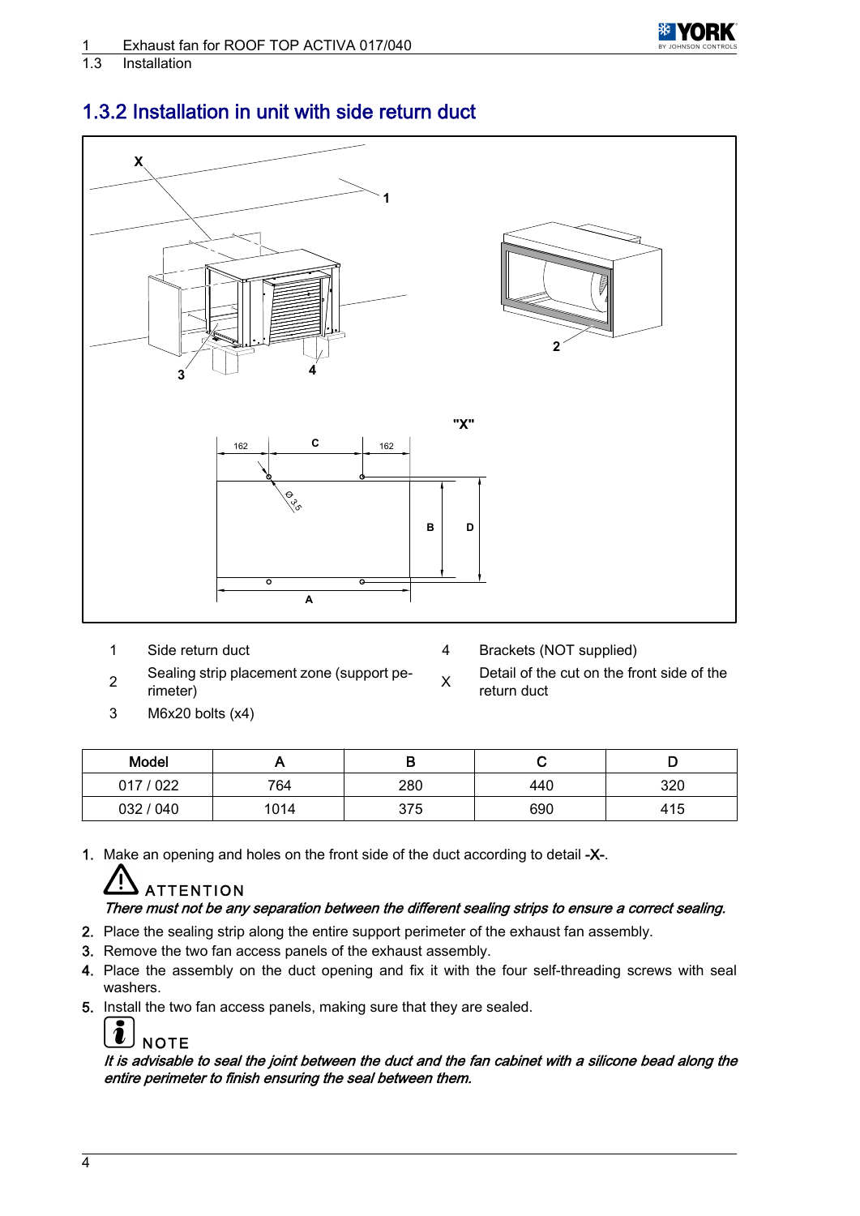## 1.3.2 Installation in unit with side return duct

| | | | |
|---|---|---|---|
| 1 | Side return duct | 4 | Brackets (NOT supplied) |
| 2 | Sealing strip placement zone (support perimeter) | X | Detail of the cut on the front side of the return duct |
| 3 | M6x20 bolts (x4) | | |

| Model | A | B | C | D |
|---|---|---|---|---|
| 017 / 022 | 764 | 280 | 440 | 320 |
| 032 / 040 | 1014 | 375 | 690 | 415 |

1. Make an opening and holes on the front side of the duct according to detail -X-.

ATTENTION

*There must not be any separation between the different sealing strips to ensure a correct sealing.*

2. Place the sealing strip along the entire support perimeter of the exhaust fan assembly.
3. Remove the two fan access panels of the exhaust assembly.
4. Place the assembly on the duct opening and fix it with the four self-threading screws with seal washers.
5. Install the two fan access panels, making sure that they are sealed.

NOTE

*It is advisable to seal the joint between the duct and the fan cabinet with a silicone bead along the entire perimeter to finish ensuring the seal between them.*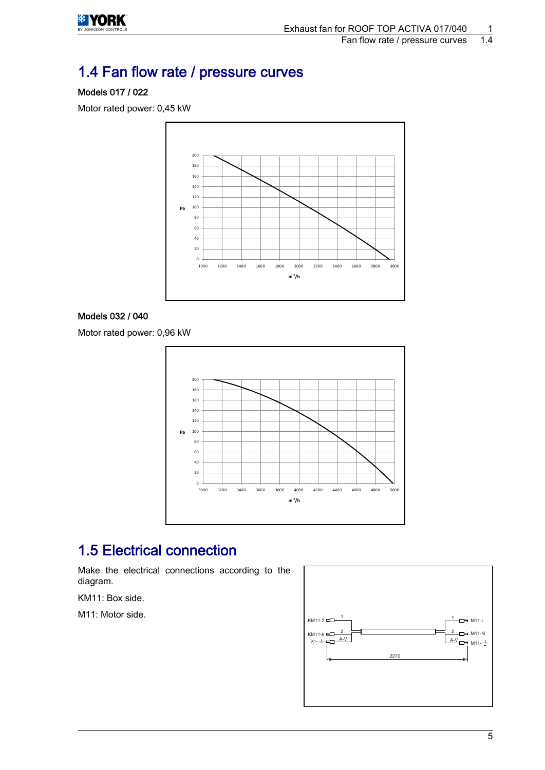# 1.4 Fan flow rate / pressure curves

**Models 017 / 022**

Motor rated power: 0,45 kW

**Models 032 / 040**

Motor rated power: 0,96 kW

# 1.5 Electrical connection

Make the electrical connections according to the diagram.

KM11: Box side.

M11: Motor side.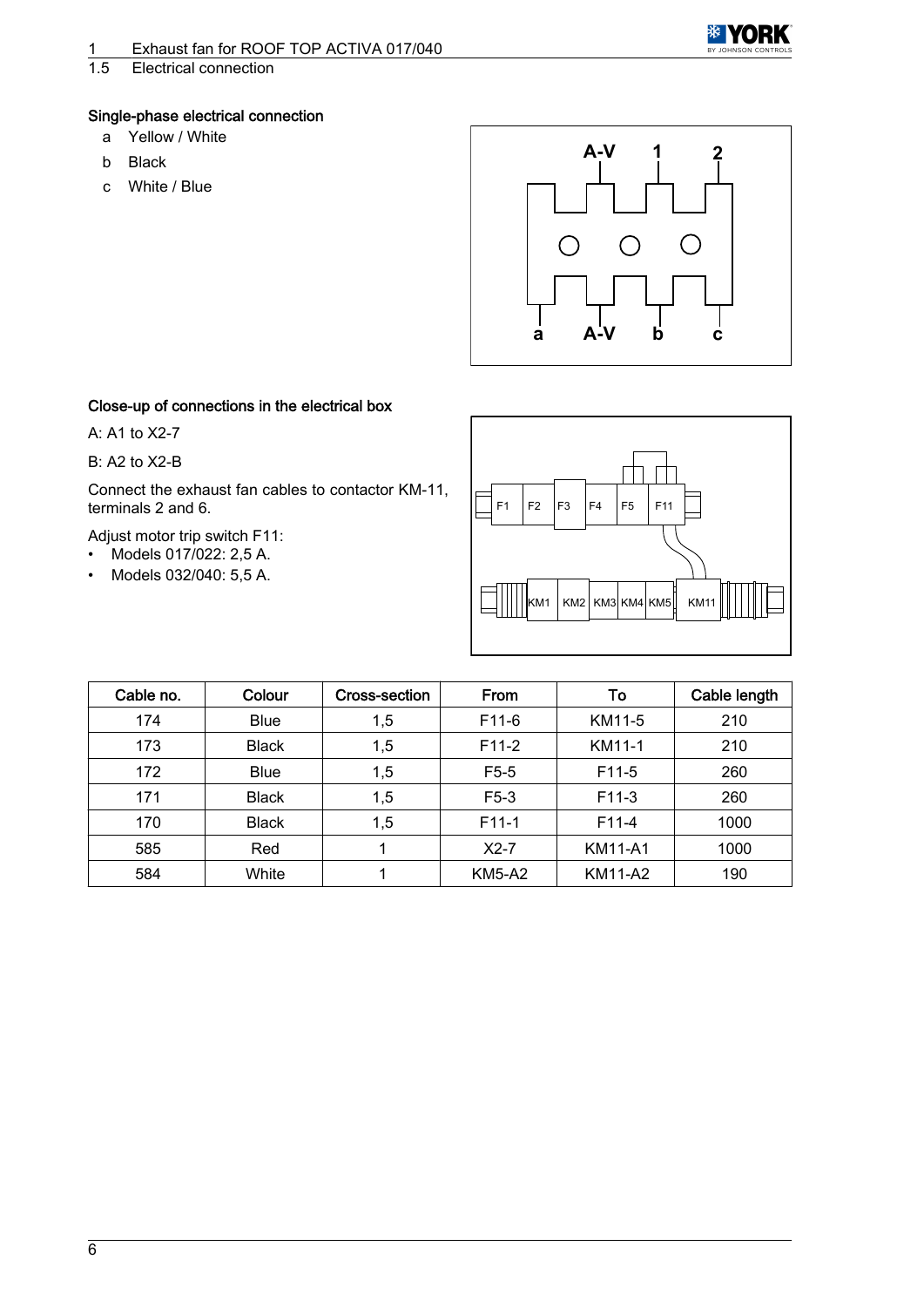## 1.5 Electrical connection

### Single-phase electrical connection

- a Yellow / White
- b Black
- c White / Blue

### Close-up of connections in the electrical box

A: A1 to X2-7

B: A2 to X2-B

Connect the exhaust fan cables to contactor KM-11, terminals 2 and 6.

Adjust motor trip switch F11:
- Models 017/022: 2,5 A.
- Models 032/040: 5,5 A.

| Cable no. | Colour | Cross-section | From | To | Cable length |
|---|---|---|---|---|---|
| 174 | Blue | 1,5 | F11-6 | KM11-5 | 210 |
| 173 | Black | 1,5 | F11-2 | KM11-1 | 210 |
| 172 | Blue | 1,5 | F5-5 | F11-5 | 260 |
| 171 | Black | 1,5 | F5-3 | F11-3 | 260 |
| 170 | Black | 1,5 | F11-1 | F11-4 | 1000 |
| 585 | Red | 1 | X2-7 | KM11-A1 | 1000 |
| 584 | White | 1 | KM5-A2 | KM11-A2 | 190 |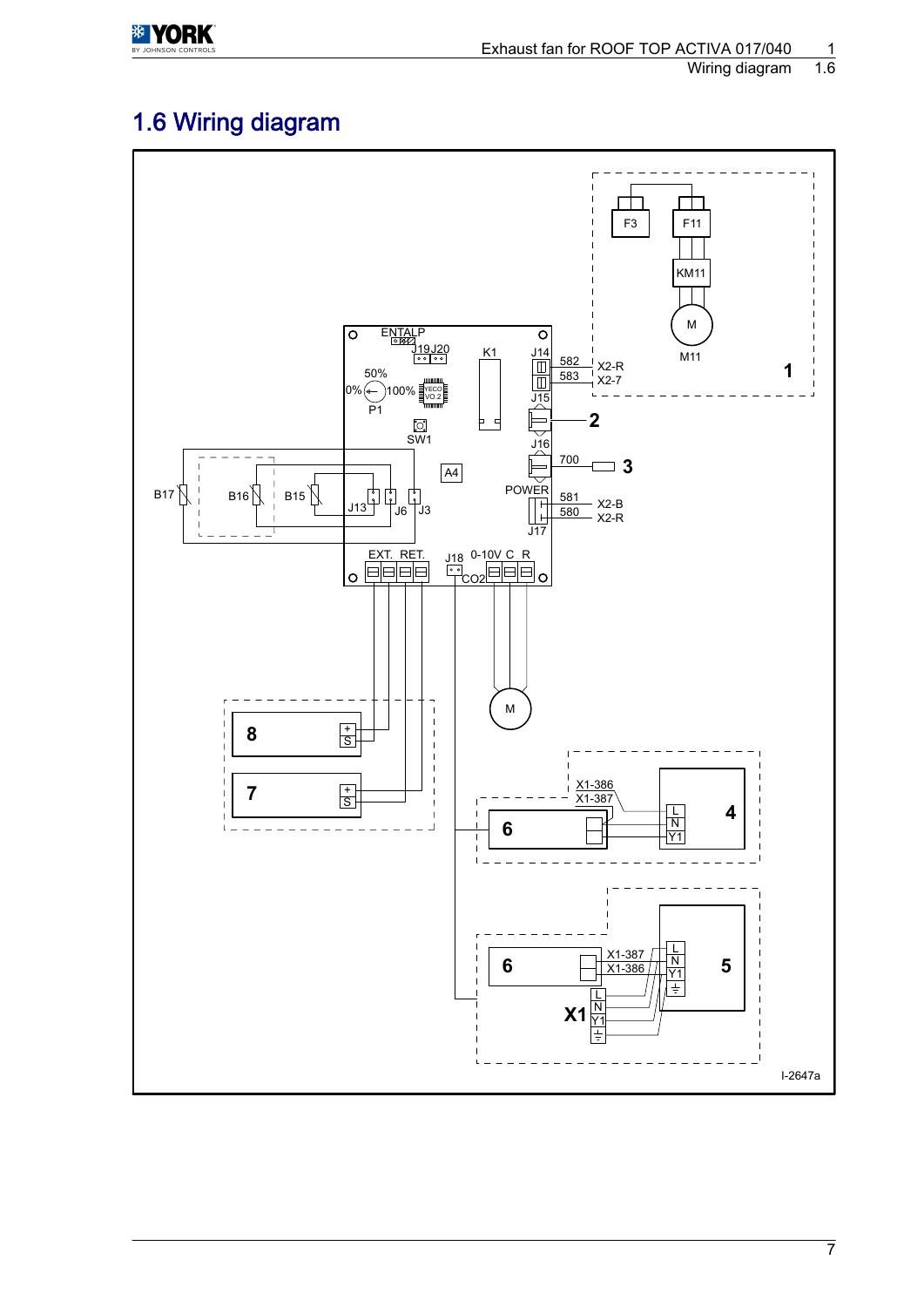## 1.6 Wiring diagram

I-2647a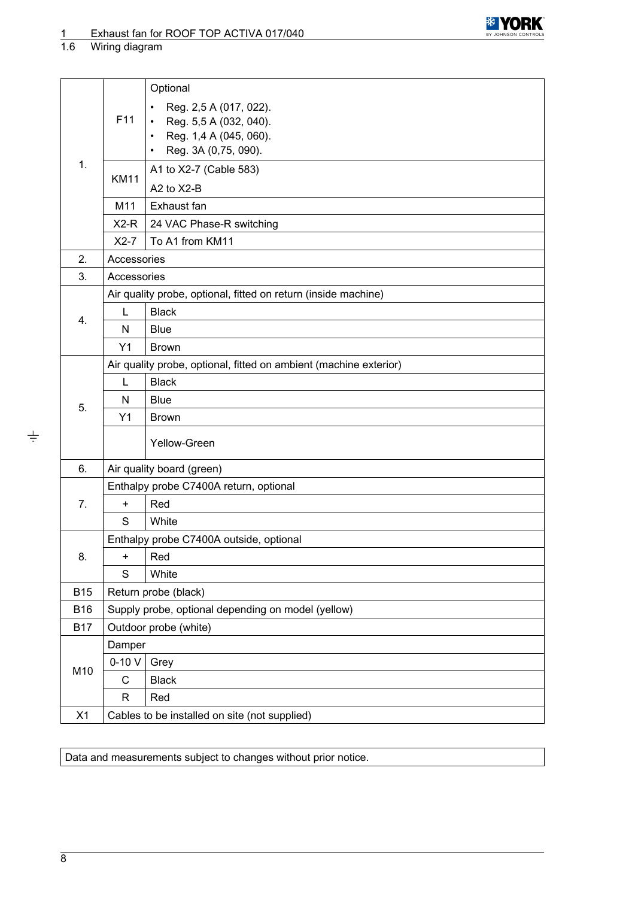## 1.6 Wiring diagram

| | | |
|---|---|---|
| 1. | F11 | Optional<br>• Reg. 2,5 A (017, 022).<br>• Reg. 5,5 A (032, 040).<br>• Reg. 1,4 A (045, 060).<br>• Reg. 3A (0,75, 090). |
| | KM11 | A1 to X2-7 (Cable 583)<br>A2 to X2-B |
| | M11 | Exhaust fan |
| | X2-R | 24 VAC Phase-R switching |
| | X2-7 | To A1 from KM11 |
| 2. | Accessories | |
| 3. | Accessories | |
| 4. | Air quality probe, optional, fitted on return (inside machine) | |
| | L | Black |
| | N | Blue |
| | Y1 | Brown |
| 5. | Air quality probe, optional, fitted on ambient (machine exterior) | |
| | L | Black |
| | N | Blue |
| | Y1 | Brown |
| | ⏚ | Yellow-Green |
| 6. | Air quality board (green) | |
| 7. | Enthalpy probe C7400A return, optional | |
| | + | Red |
| | S | White |
| 8. | Enthalpy probe C7400A outside, optional | |
| | + | Red |
| | S | White |
| B15 | Return probe (black) | |
| B16 | Supply probe, optional depending on model (yellow) | |
| B17 | Outdoor probe (white) | |
| M10 | Damper | |
| | 0-10 V | Grey |
| | C | Black |
| | R | Red |
| X1 | Cables to be installed on site (not supplied) | |

Data and measurements subject to changes without prior notice.